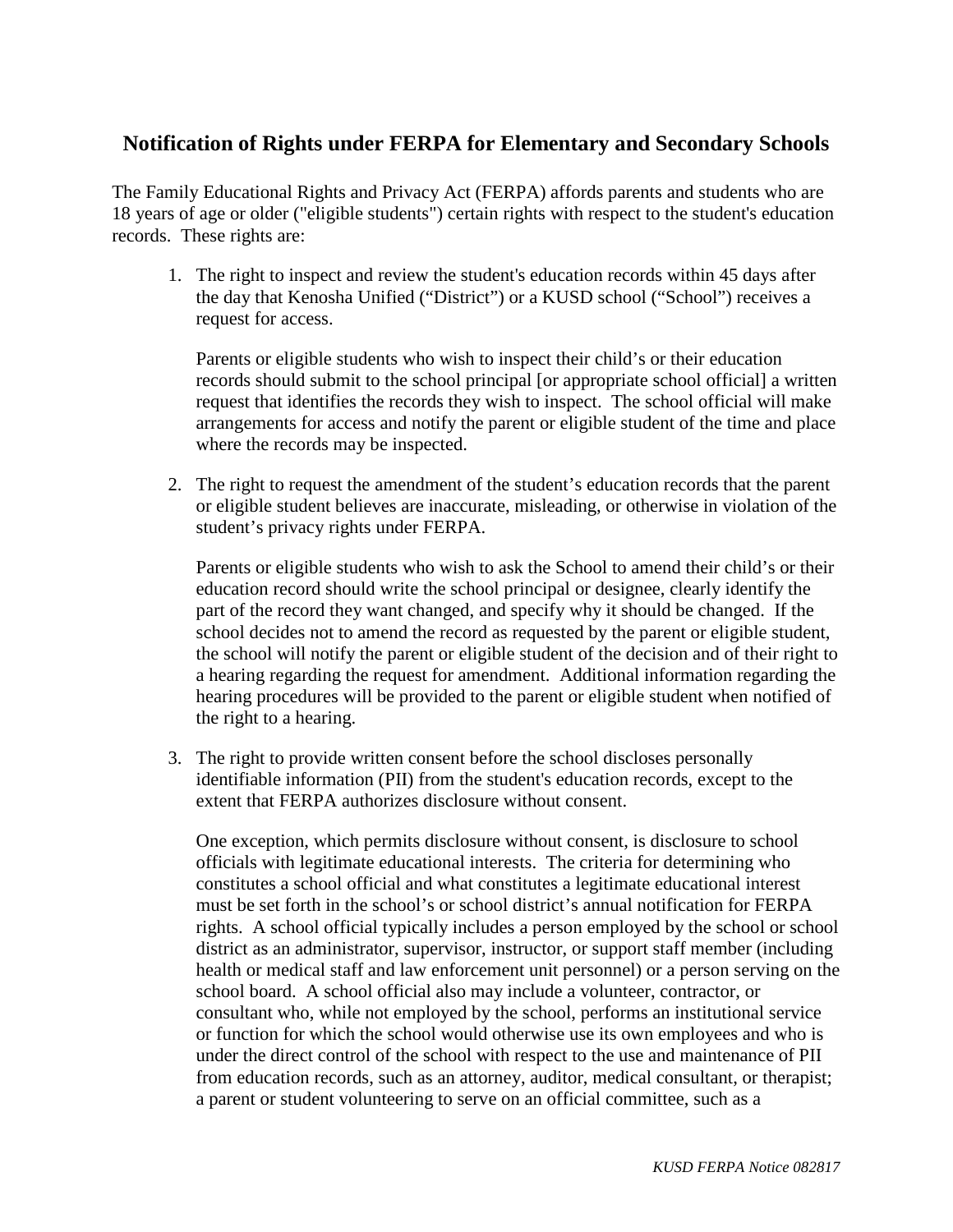## Notification of Rights under FERPA for Elementary and Secondary Schools

The Family Educational Rights and Privacy Act (FERPA) affords parents and students who are 18 years of age or older ("eligible students") certain rights with respect to the student's education records. These rights are:

1. The right to inspect and review the student's education records within 45 days after the day that Kenosha Unified ("District") or a KUSD school ("School") receives a request for access.

   Parents or eligible students who wish to inspect their child's or their education records should submit to the school principal [or appropriate school official] a written request that identifies the records they wish to inspect. The school official will make arrangements for access and notify the parent or eligible student of the time and place where the records may be inspected.

2. The right to request the amendment of the student's education records that the parent or eligible student believes are inaccurate, misleading, or otherwise in violation of the student's privacy rights under FERPA.

   Parents or eligible students who wish to ask the School to amend their child's or their education record should write the school principal or designee, clearly identify the part of the record they want changed, and specify why it should be changed. If the school decides not to amend the record as requested by the parent or eligible student, the school will notify the parent or eligible student of the decision and of their right to a hearing regarding the request for amendment. Additional information regarding the hearing procedures will be provided to the parent or eligible student when notified of the right to a hearing.

3. The right to provide written consent before the school discloses personally identifiable information (PII) from the student's education records, except to the extent that FERPA authorizes disclosure without consent.

   One exception, which permits disclosure without consent, is disclosure to school officials with legitimate educational interests. The criteria for determining who constitutes a school official and what constitutes a legitimate educational interest must be set forth in the school's or school district's annual notification for FERPA rights. A school official typically includes a person employed by the school or school district as an administrator, supervisor, instructor, or support staff member (including health or medical staff and law enforcement unit personnel) or a person serving on the school board. A school official also may include a volunteer, contractor, or consultant who, while not employed by the school, performs an institutional service or function for which the school would otherwise use its own employees and who is under the direct control of the school with respect to the use and maintenance of PII from education records, such as an attorney, auditor, medical consultant, or therapist; a parent or student volunteering to serve on an official committee, such as a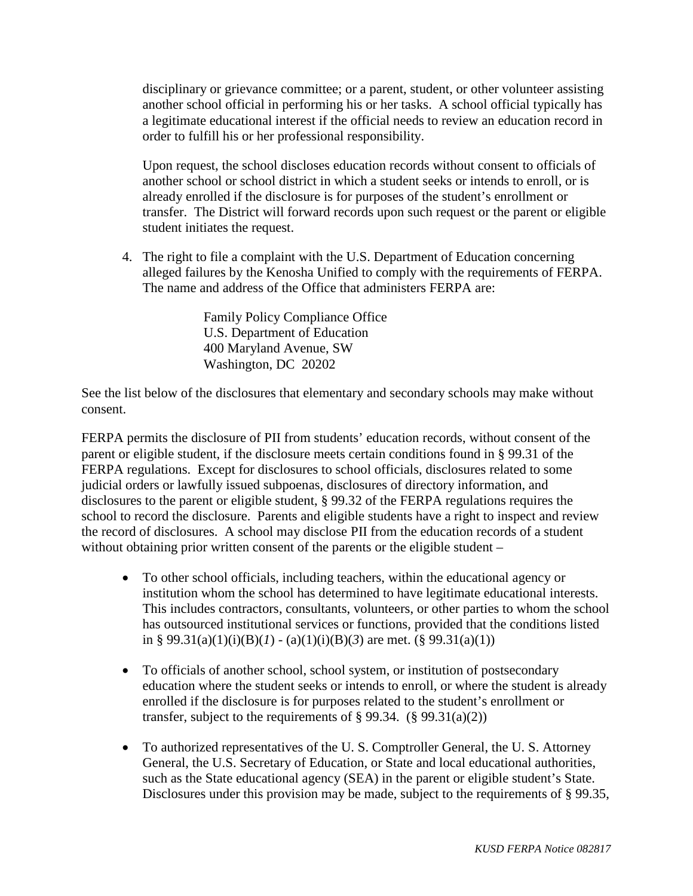disciplinary or grievance committee; or a parent, student, or other volunteer assisting another school official in performing his or her tasks. A school official typically has a legitimate educational interest if the official needs to review an education record in order to fulfill his or her professional responsibility.

Upon request, the school discloses education records without consent to officials of another school or school district in which a student seeks or intends to enroll, or is already enrolled if the disclosure is for purposes of the student's enrollment or transfer. The District will forward records upon such request or the parent or eligible student initiates the request.

4. The right to file a complaint with the U.S. Department of Education concerning alleged failures by the Kenosha Unified to comply with the requirements of FERPA. The name and address of the Office that administers FERPA are:

   Family Policy Compliance Office
   U.S. Department of Education
   400 Maryland Avenue, SW
   Washington, DC 20202

See the list below of the disclosures that elementary and secondary schools may make without consent.

FERPA permits the disclosure of PII from students' education records, without consent of the parent or eligible student, if the disclosure meets certain conditions found in § 99.31 of the FERPA regulations. Except for disclosures to school officials, disclosures related to some judicial orders or lawfully issued subpoenas, disclosures of directory information, and disclosures to the parent or eligible student, § 99.32 of the FERPA regulations requires the school to record the disclosure. Parents and eligible students have a right to inspect and review the record of disclosures. A school may disclose PII from the education records of a student without obtaining prior written consent of the parents or the eligible student –

- To other school officials, including teachers, within the educational agency or institution whom the school has determined to have legitimate educational interests. This includes contractors, consultants, volunteers, or other parties to whom the school has outsourced institutional services or functions, provided that the conditions listed in § 99.31(a)(1)(i)(B)(*1*) - (a)(1)(i)(B)(*3*) are met. (§ 99.31(a)(1))

- To officials of another school, school system, or institution of postsecondary education where the student seeks or intends to enroll, or where the student is already enrolled if the disclosure is for purposes related to the student's enrollment or transfer, subject to the requirements of § 99.34. (§ 99.31(a)(2))

- To authorized representatives of the U. S. Comptroller General, the U. S. Attorney General, the U.S. Secretary of Education, or State and local educational authorities, such as the State educational agency (SEA) in the parent or eligible student's State. Disclosures under this provision may be made, subject to the requirements of § 99.35,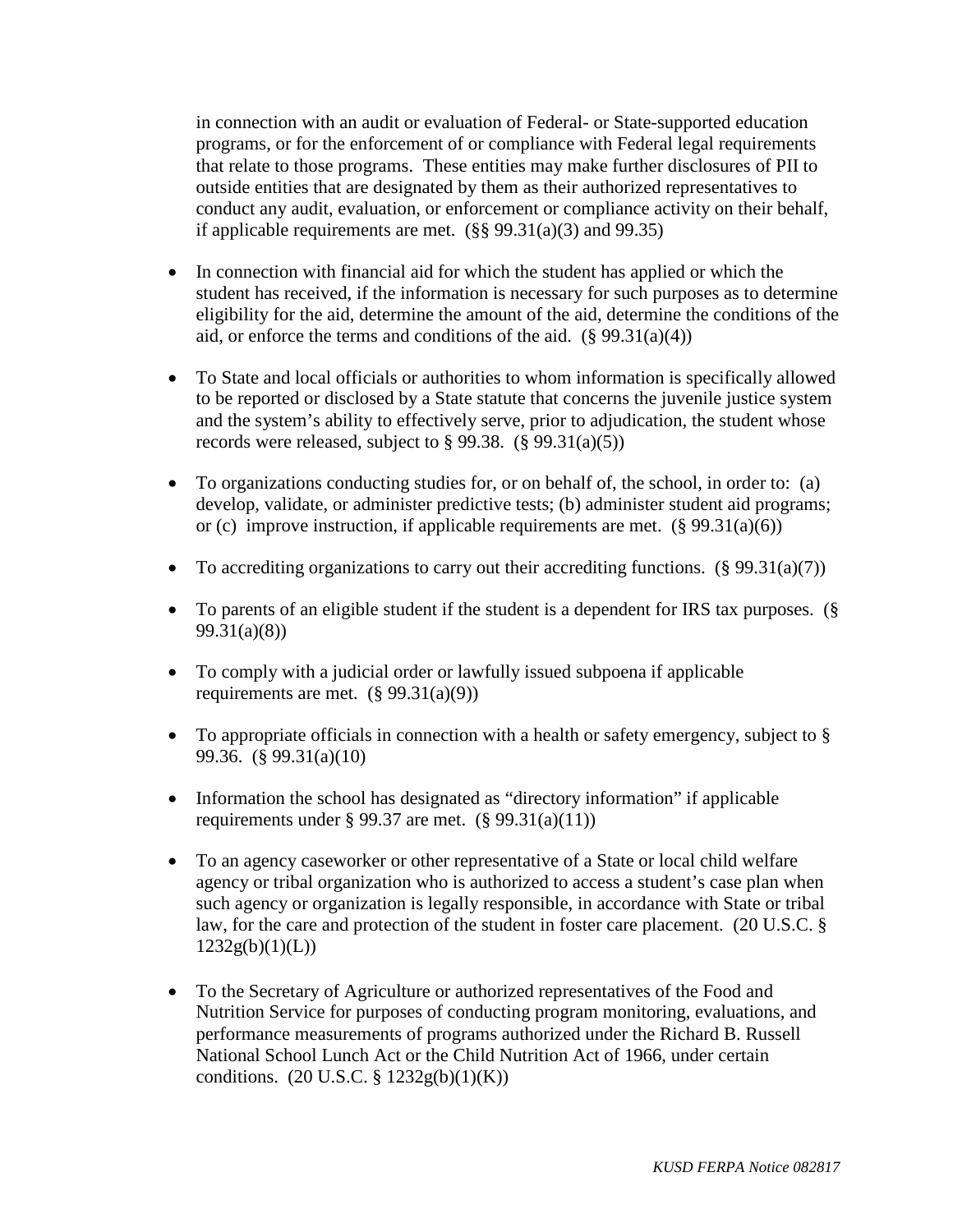in connection with an audit or evaluation of Federal- or State-supported education programs, or for the enforcement of or compliance with Federal legal requirements that relate to those programs. These entities may make further disclosures of PII to outside entities that are designated by them as their authorized representatives to conduct any audit, evaluation, or enforcement or compliance activity on their behalf, if applicable requirements are met. (§§ 99.31(a)(3) and 99.35)

- In connection with financial aid for which the student has applied or which the student has received, if the information is necessary for such purposes as to determine eligibility for the aid, determine the amount of the aid, determine the conditions of the aid, or enforce the terms and conditions of the aid. (§ 99.31(a)(4))
- To State and local officials or authorities to whom information is specifically allowed to be reported or disclosed by a State statute that concerns the juvenile justice system and the system's ability to effectively serve, prior to adjudication, the student whose records were released, subject to § 99.38. (§ 99.31(a)(5))
- To organizations conducting studies for, or on behalf of, the school, in order to: (a) develop, validate, or administer predictive tests; (b) administer student aid programs; or (c) improve instruction, if applicable requirements are met. (§ 99.31(a)(6))
- To accrediting organizations to carry out their accrediting functions. (§ 99.31(a)(7))
- To parents of an eligible student if the student is a dependent for IRS tax purposes. (§ 99.31(a)(8))
- To comply with a judicial order or lawfully issued subpoena if applicable requirements are met. (§ 99.31(a)(9))
- To appropriate officials in connection with a health or safety emergency, subject to § 99.36. (§ 99.31(a)(10)
- Information the school has designated as "directory information" if applicable requirements under § 99.37 are met. (§ 99.31(a)(11))
- To an agency caseworker or other representative of a State or local child welfare agency or tribal organization who is authorized to access a student's case plan when such agency or organization is legally responsible, in accordance with State or tribal law, for the care and protection of the student in foster care placement. (20 U.S.C. § 1232g(b)(1)(L))
- To the Secretary of Agriculture or authorized representatives of the Food and Nutrition Service for purposes of conducting program monitoring, evaluations, and performance measurements of programs authorized under the Richard B. Russell National School Lunch Act or the Child Nutrition Act of 1966, under certain conditions. (20 U.S.C. § 1232g(b)(1)(K))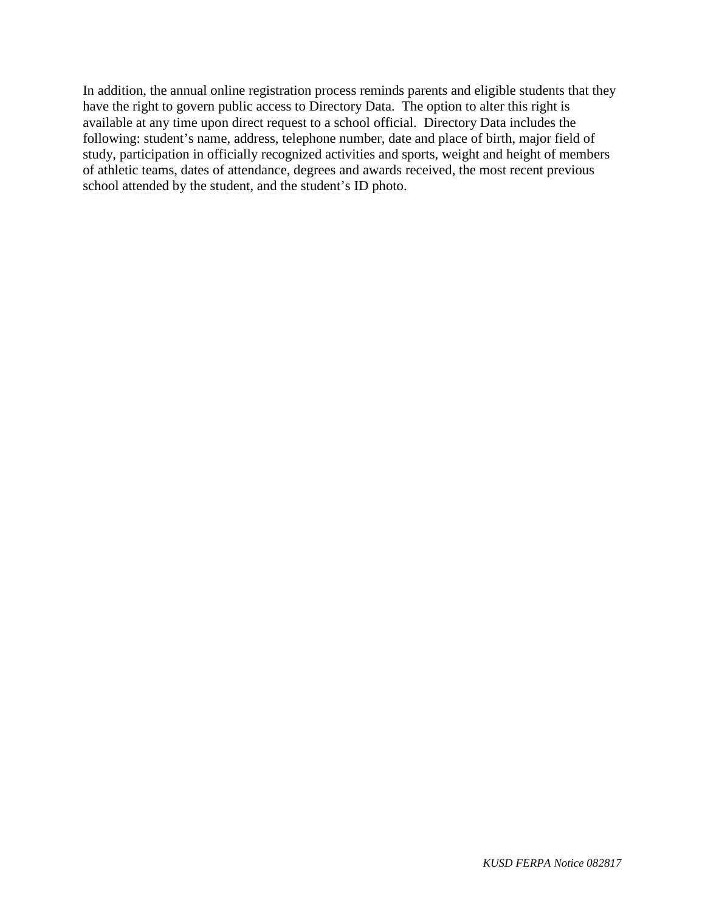In addition, the annual online registration process reminds parents and eligible students that they have the right to govern public access to Directory Data. The option to alter this right is available at any time upon direct request to a school official. Directory Data includes the following: student's name, address, telephone number, date and place of birth, major field of study, participation in officially recognized activities and sports, weight and height of members of athletic teams, dates of attendance, degrees and awards received, the most recent previous school attended by the student, and the student's ID photo.